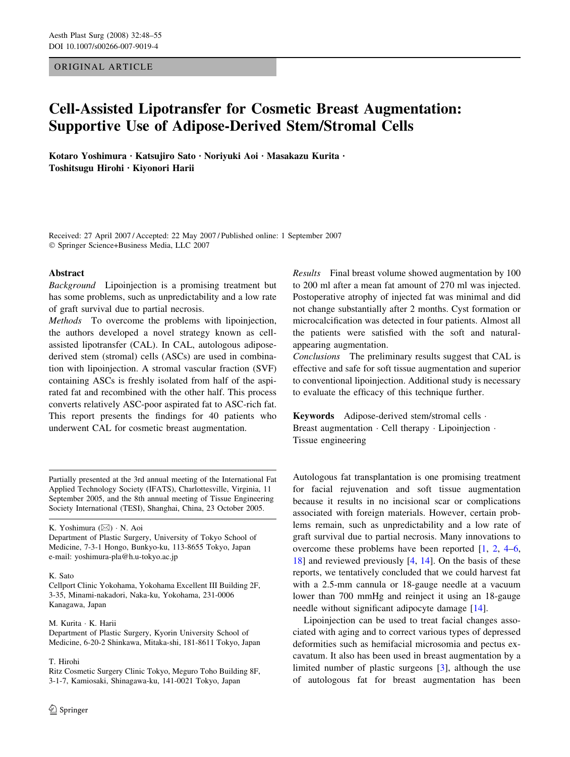ORIGINAL ARTICLE

# Cell-Assisted Lipotransfer for Cosmetic Breast Augmentation: Supportive Use of Adipose-Derived Stem/Stromal Cells

**Kotaro Yoshimura · Katsujiro Sato · Noriyuki Aoi · Masakazu Kurita · Toshitsugu Hirohi · Kiyonori Harii**

Received: 27 April 2007 / Accepted: 22 May 2007 / Published online: 1 September 2007
© Springer Science+Business Media, LLC 2007

## Abstract

*Background* Lipoinjection is a promising treatment but has some problems, such as unpredictability and a low rate of graft survival due to partial necrosis.

*Methods* To overcome the problems with lipoinjection, the authors developed a novel strategy known as cell-assisted lipotransfer (CAL). In CAL, autologous adipose-derived stem (stromal) cells (ASCs) are used in combination with lipoinjection. A stromal vascular fraction (SVF) containing ASCs is freshly isolated from half of the aspirated fat and recombined with the other half. This process converts relatively ASC-poor aspirated fat to ASC-rich fat. This report presents the findings for 40 patients who underwent CAL for cosmetic breast augmentation.

*Results* Final breast volume showed augmentation by 100 to 200 ml after a mean fat amount of 270 ml was injected. Postoperative atrophy of injected fat was minimal and did not change substantially after 2 months. Cyst formation or microcalcification was detected in four patients. Almost all the patients were satisfied with the soft and natural-appearing augmentation.

*Conclusions* The preliminary results suggest that CAL is effective and safe for soft tissue augmentation and superior to conventional lipoinjection. Additional study is necessary to evaluate the efficacy of this technique further.

**Keywords** Adipose-derived stem/stromal cells · Breast augmentation · Cell therapy · Lipoinjection · Tissue engineering

Partially presented at the 3rd annual meeting of the International Fat Applied Technology Society (IFATS), Charlottesville, Virginia, 11 September 2005, and the 8th annual meeting of Tissue Engineering Society International (TESI), Shanghai, China, 23 October 2005.

K. Yoshimura (✉) · N. Aoi
Department of Plastic Surgery, University of Tokyo School of Medicine, 7-3-1 Hongo, Bunkyo-ku, 113-8655 Tokyo, Japan
e-mail: yoshimura-pla@h.u-tokyo.ac.jp

K. Sato
Cellport Clinic Yokohama, Yokohama Excellent III Building 2F, 3-35, Minami-nakadori, Naka-ku, Yokohama, 231-0006 Kanagawa, Japan

M. Kurita · K. Harii
Department of Plastic Surgery, Kyorin University School of Medicine, 6-20-2 Shinkawa, Mitaka-shi, 181-8611 Tokyo, Japan

T. Hirohi
Ritz Cosmetic Surgery Clinic Tokyo, Meguro Toho Building 8F, 3-1-7, Kamiosaki, Shinagawa-ku, 141-0021 Tokyo, Japan

Autologous fat transplantation is one promising treatment for facial rejuvenation and soft tissue augmentation because it results in no incisional scar or complications associated with foreign materials. However, certain problems remain, such as unpredictability and a low rate of graft survival due to partial necrosis. Many innovations to overcome these problems have been reported [1, 2, 4–6, 18] and reviewed previously [4, 14]. On the basis of these reports, we tentatively concluded that we could harvest fat with a 2.5-mm cannula or 18-gauge needle at a vacuum lower than 700 mmHg and reinject it using an 18-gauge needle without significant adipocyte damage [14].

Lipoinjection can be used to treat facial changes associated with aging and to correct various types of depressed deformities such as hemifacial microsomia and pectus excavatum. It also has been used in breast augmentation by a limited number of plastic surgeons [3], although the use of autologous fat for breast augmentation has been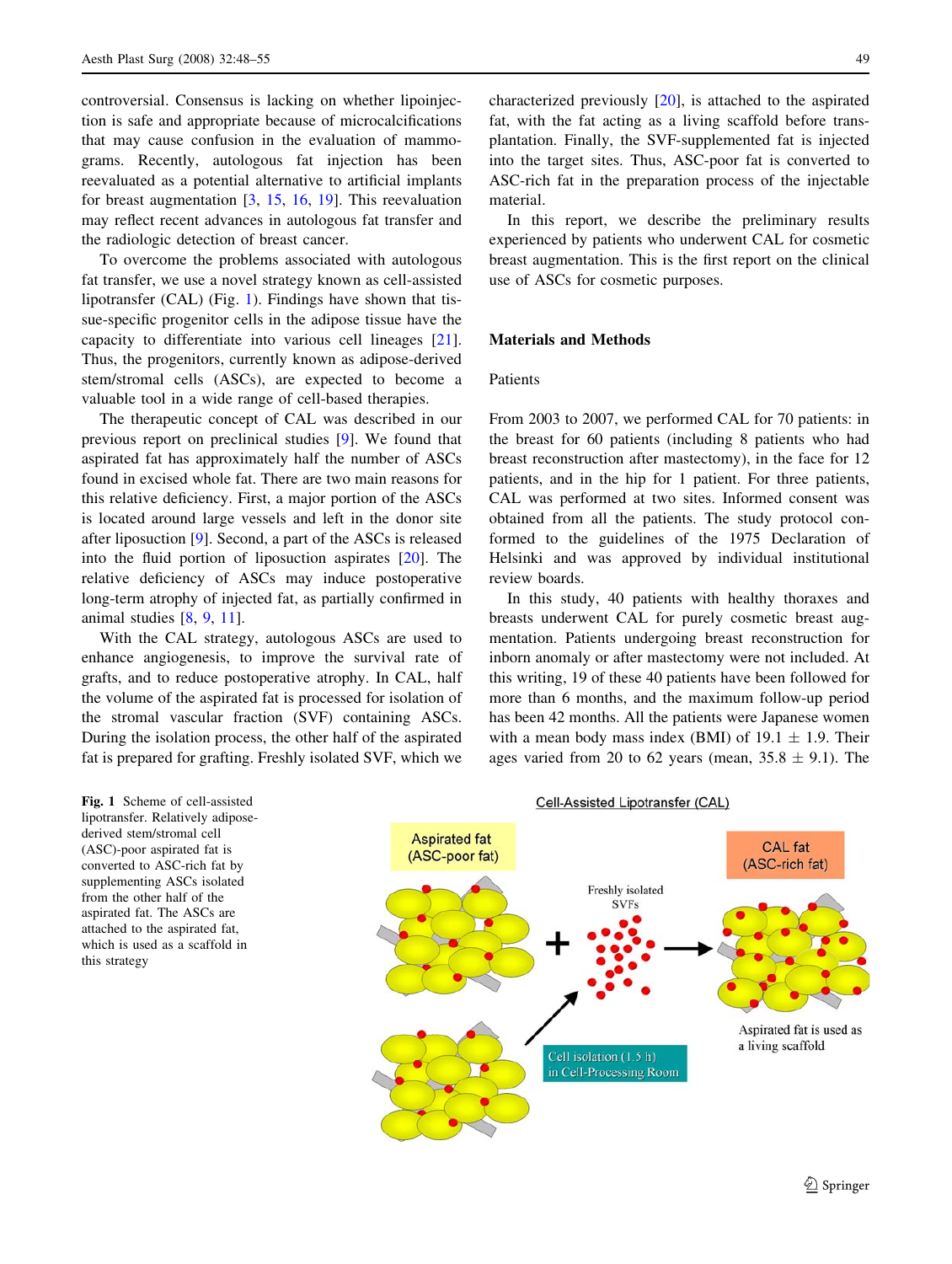controversial. Consensus is lacking on whether lipoinjection is safe and appropriate because of microcalcifications that may cause confusion in the evaluation of mammograms. Recently, autologous fat injection has been reevaluated as a potential alternative to artificial implants for breast augmentation [3, 15, 16, 19]. This reevaluation may reflect recent advances in autologous fat transfer and the radiologic detection of breast cancer.

To overcome the problems associated with autologous fat transfer, we use a novel strategy known as cell-assisted lipotransfer (CAL) (Fig. 1). Findings have shown that tissue-specific progenitor cells in the adipose tissue have the capacity to differentiate into various cell lineages [21]. Thus, the progenitors, currently known as adipose-derived stem/stromal cells (ASCs), are expected to become a valuable tool in a wide range of cell-based therapies.

The therapeutic concept of CAL was described in our previous report on preclinical studies [9]. We found that aspirated fat has approximately half the number of ASCs found in excised whole fat. There are two main reasons for this relative deficiency. First, a major portion of the ASCs is located around large vessels and left in the donor site after liposuction [9]. Second, a part of the ASCs is released into the fluid portion of liposuction aspirates [20]. The relative deficiency of ASCs may induce postoperative long-term atrophy of injected fat, as partially confirmed in animal studies [8, 9, 11].

With the CAL strategy, autologous ASCs are used to enhance angiogenesis, to improve the survival rate of grafts, and to reduce postoperative atrophy. In CAL, half the volume of the aspirated fat is processed for isolation of the stromal vascular fraction (SVF) containing ASCs. During the isolation process, the other half of the aspirated fat is prepared for grafting. Freshly isolated SVF, which we characterized previously [20], is attached to the aspirated fat, with the fat acting as a living scaffold before transplantation. Finally, the SVF-supplemented fat is injected into the target sites. Thus, ASC-poor fat is converted to ASC-rich fat in the preparation process of the injectable material.

In this report, we describe the preliminary results experienced by patients who underwent CAL for cosmetic breast augmentation. This is the first report on the clinical use of ASCs for cosmetic purposes.

## Materials and Methods

### Patients

From 2003 to 2007, we performed CAL for 70 patients: in the breast for 60 patients (including 8 patients who had breast reconstruction after mastectomy), in the face for 12 patients, and in the hip for 1 patient. For three patients, CAL was performed at two sites. Informed consent was obtained from all the patients. The study protocol conformed to the guidelines of the 1975 Declaration of Helsinki and was approved by individual institutional review boards.

In this study, 40 patients with healthy thoraxes and breasts underwent CAL for purely cosmetic breast augmentation. Patients undergoing breast reconstruction for inborn anomaly or after mastectomy were not included. At this writing, 19 of these 40 patients have been followed for more than 6 months, and the maximum follow-up period has been 42 months. All the patients were Japanese women with a mean body mass index (BMI) of 19.1 ± 1.9. Their ages varied from 20 to 62 years (mean, 35.8 ± 9.1). The

**Fig. 1** Scheme of cell-assisted lipotransfer. Relatively adipose-derived stem/stromal cell (ASC)-poor aspirated fat is converted to ASC-rich fat by supplementing ASCs isolated from the other half of the aspirated fat. The ASCs are attached to the aspirated fat, which is used as a scaffold in this strategy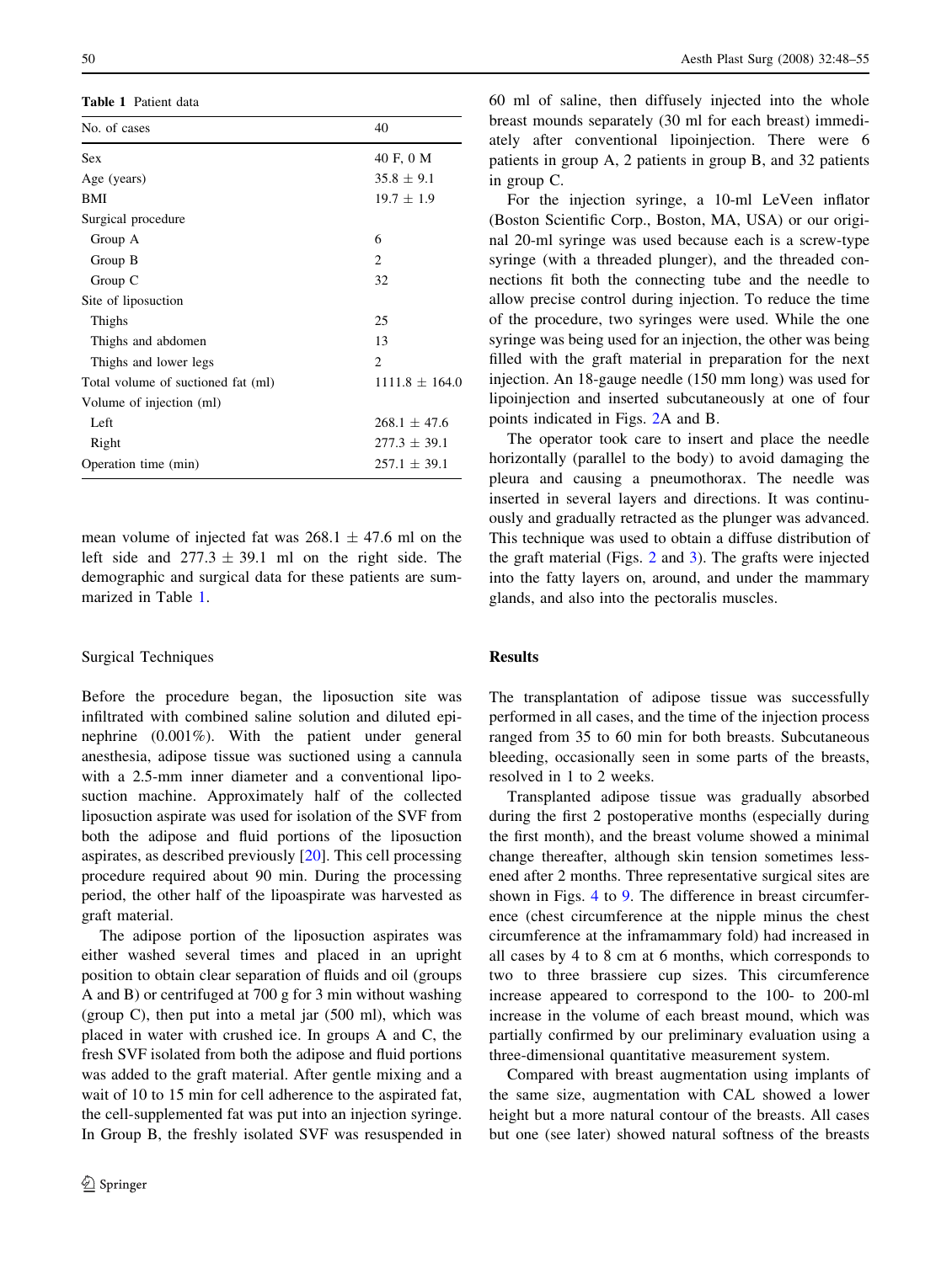**Table 1** Patient data

| No. of cases | 40 |
|---|---|
| Sex | 40 F, 0 M |
| Age (years) | $35.8 \pm 9.1$ |
| BMI | $19.7 \pm 1.9$ |
| Surgical procedure | |
| Group A | 6 |
| Group B | 2 |
| Group C | 32 |
| Site of liposuction | |
| Thighs | 25 |
| Thighs and abdomen | 13 |
| Thighs and lower legs | 2 |
| Total volume of suctioned fat (ml) | $1111.8 \pm 164.0$ |
| Volume of injection (ml) | |
| Left | $268.1 \pm 47.6$ |
| Right | $277.3 \pm 39.1$ |
| Operation time (min) | $257.1 \pm 39.1$ |

mean volume of injected fat was $268.1 \pm 47.6$ ml on the left side and $277.3 \pm 39.1$ ml on the right side. The demographic and surgical data for these patients are summarized in Table 1.

### Surgical Techniques

Before the procedure began, the liposuction site was infiltrated with combined saline solution and diluted epinephrine (0.001%). With the patient under general anesthesia, adipose tissue was suctioned using a cannula with a 2.5-mm inner diameter and a conventional liposuction machine. Approximately half of the collected liposuction aspirate was used for isolation of the SVF from both the adipose and fluid portions of the liposuction aspirates, as described previously [20]. This cell processing procedure required about 90 min. During the processing period, the other half of the lipoaspirate was harvested as graft material.

The adipose portion of the liposuction aspirates was either washed several times and placed in an upright position to obtain clear separation of fluids and oil (groups A and B) or centrifuged at 700 g for 3 min without washing (group C), then put into a metal jar (500 ml), which was placed in water with crushed ice. In groups A and C, the fresh SVF isolated from both the adipose and fluid portions was added to the graft material. After gentle mixing and a wait of 10 to 15 min for cell adherence to the aspirated fat, the cell-supplemented fat was put into an injection syringe. In Group B, the freshly isolated SVF was resuspended in 60 ml of saline, then diffusely injected into the whole breast mounds separately (30 ml for each breast) immediately after conventional lipoinjection. There were 6 patients in group A, 2 patients in group B, and 32 patients in group C.

For the injection syringe, a 10-ml LeVeen inflator (Boston Scientific Corp., Boston, MA, USA) or our original 20-ml syringe was used because each is a screw-type syringe (with a threaded plunger), and the threaded connections fit both the connecting tube and the needle to allow precise control during injection. To reduce the time of the procedure, two syringes were used. While the one syringe was being used for an injection, the other was being filled with the graft material in preparation for the next injection. An 18-gauge needle (150 mm long) was used for lipoinjection and inserted subcutaneously at one of four points indicated in Figs. 2A and B.

The operator took care to insert and place the needle horizontally (parallel to the body) to avoid damaging the pleura and causing a pneumothorax. The needle was inserted in several layers and directions. It was continuously and gradually retracted as the plunger was advanced. This technique was used to obtain a diffuse distribution of the graft material (Figs. 2 and 3). The grafts were injected into the fatty layers on, around, and under the mammary glands, and also into the pectoralis muscles.

## Results

The transplantation of adipose tissue was successfully performed in all cases, and the time of the injection process ranged from 35 to 60 min for both breasts. Subcutaneous bleeding, occasionally seen in some parts of the breasts, resolved in 1 to 2 weeks.

Transplanted adipose tissue was gradually absorbed during the first 2 postoperative months (especially during the first month), and the breast volume showed a minimal change thereafter, although skin tension sometimes lessened after 2 months. Three representative surgical sites are shown in Figs. 4 to 9. The difference in breast circumference (chest circumference at the nipple minus the chest circumference at the inframammary fold) had increased in all cases by 4 to 8 cm at 6 months, which corresponds to two to three brassiere cup sizes. This circumference increase appeared to correspond to the 100- to 200-ml increase in the volume of each breast mound, which was partially confirmed by our preliminary evaluation using a three-dimensional quantitative measurement system.

Compared with breast augmentation using implants of the same size, augmentation with CAL showed a lower height but a more natural contour of the breasts. All cases but one (see later) showed natural softness of the breasts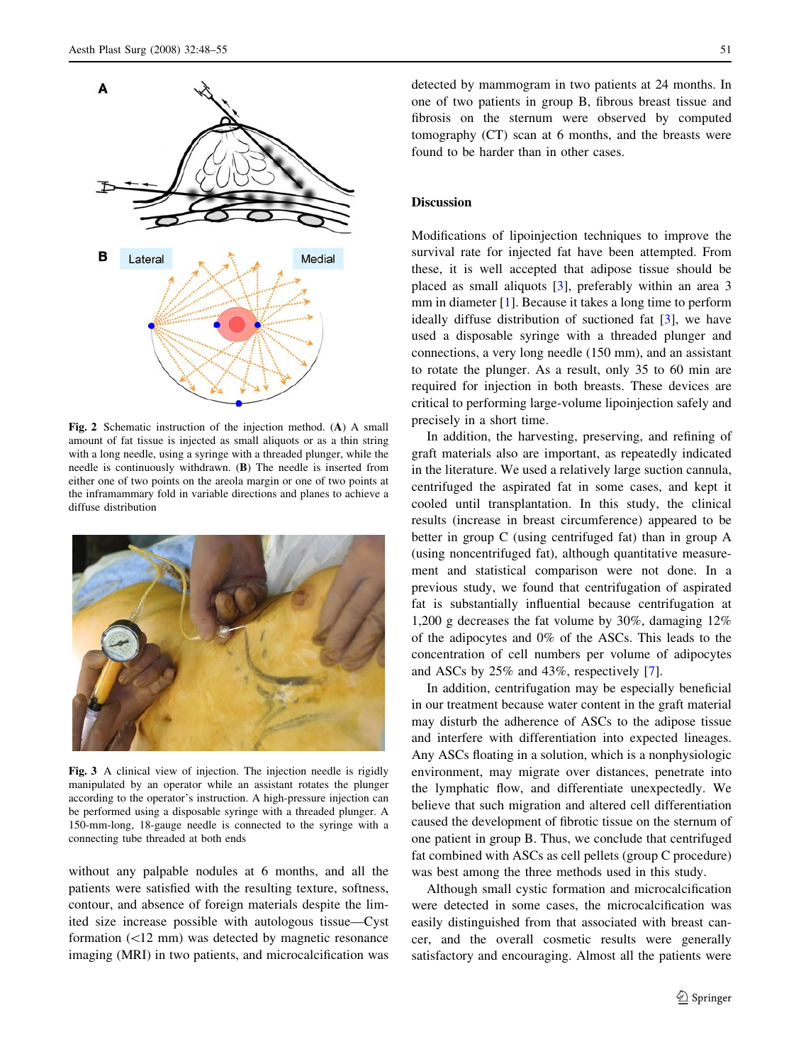Fig. 2 Schematic instruction of the injection method. (**A**) A small amount of fat tissue is injected as small aliquots or as a thin string with a long needle, using a syringe with a threaded plunger, while the needle is continuously withdrawn. (**B**) The needle is inserted from either one of two points on the areola margin or one of two points at the inframammary fold in variable directions and planes to achieve a diffuse distribution

Fig. 3 A clinical view of injection. The injection needle is rigidly manipulated by an operator while an assistant rotates the plunger according to the operator's instruction. A high-pressure injection can be performed using a disposable syringe with a threaded plunger. A 150-mm-long, 18-gauge needle is connected to the syringe with a connecting tube threaded at both ends

without any palpable nodules at 6 months, and all the patients were satisfied with the resulting texture, softness, contour, and absence of foreign materials despite the limited size increase possible with autologous tissue—Cyst formation (<12 mm) was detected by magnetic resonance imaging (MRI) in two patients, and microcalcification was detected by mammogram in two patients at 24 months. In one of two patients in group B, fibrous breast tissue and fibrosis on the sternum were observed by computed tomography (CT) scan at 6 months, and the breasts were found to be harder than in other cases.

## Discussion

Modifications of lipoinjection techniques to improve the survival rate for injected fat have been attempted. From these, it is well accepted that adipose tissue should be placed as small aliquots [3], preferably within an area 3 mm in diameter [1]. Because it takes a long time to perform ideally diffuse distribution of suctioned fat [3], we have used a disposable syringe with a threaded plunger and connections, a very long needle (150 mm), and an assistant to rotate the plunger. As a result, only 35 to 60 min are required for injection in both breasts. These devices are critical to performing large-volume lipoinjection safely and precisely in a short time.

In addition, the harvesting, preserving, and refining of graft materials also are important, as repeatedly indicated in the literature. We used a relatively large suction cannula, centrifuged the aspirated fat in some cases, and kept it cooled until transplantation. In this study, the clinical results (increase in breast circumference) appeared to be better in group C (using centrifuged fat) than in group A (using noncentrifuged fat), although quantitative measurement and statistical comparison were not done. In a previous study, we found that centrifugation of aspirated fat is substantially influential because centrifugation at 1,200 g decreases the fat volume by 30%, damaging 12% of the adipocytes and 0% of the ASCs. This leads to the concentration of cell numbers per volume of adipocytes and ASCs by 25% and 43%, respectively [7].

In addition, centrifugation may be especially beneficial in our treatment because water content in the graft material may disturb the adherence of ASCs to the adipose tissue and interfere with differentiation into expected lineages. Any ASCs floating in a solution, which is a nonphysiologic environment, may migrate over distances, penetrate into the lymphatic flow, and differentiate unexpectedly. We believe that such migration and altered cell differentiation caused the development of fibrotic tissue on the sternum of one patient in group B. Thus, we conclude that centrifuged fat combined with ASCs as cell pellets (group C procedure) was best among the three methods used in this study.

Although small cystic formation and microcalcification were detected in some cases, the microcalcification was easily distinguished from that associated with breast cancer, and the overall cosmetic results were generally satisfactory and encouraging. Almost all the patients were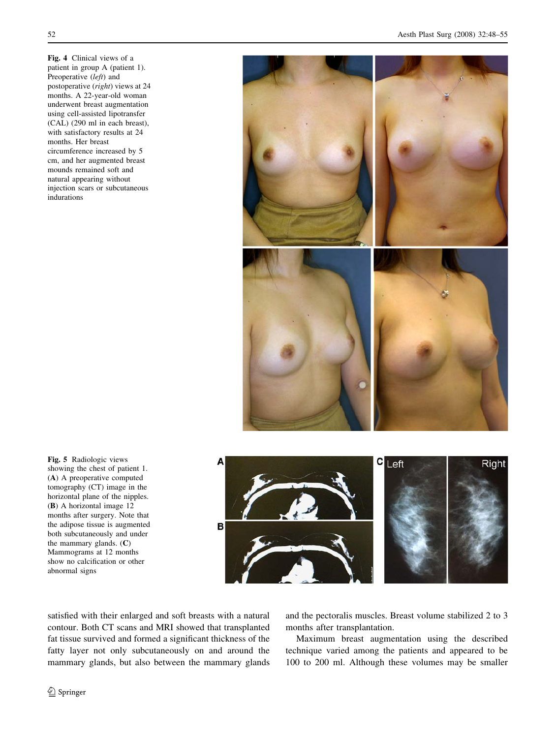**Fig. 4** Clinical views of a patient in group A (patient 1). Preoperative (*left*) and postoperative (*right*) views at 24 months. A 22-year-old woman underwent breast augmentation using cell-assisted lipotransfer (CAL) (290 ml in each breast), with satisfactory results at 24 months. Her breast circumference increased by 5 cm, and her augmented breast mounds remained soft and natural appearing without injection scars or subcutaneous indurations

**Fig. 5** Radiologic views showing the chest of patient 1. (**A**) A preoperative computed tomography (CT) image in the horizontal plane of the nipples. (**B**) A horizontal image 12 months after surgery. Note that the adipose tissue is augmented both subcutaneously and under the mammary glands. (**C**) Mammograms at 12 months show no calcification or other abnormal signs

satisfied with their enlarged and soft breasts with a natural contour. Both CT scans and MRI showed that transplanted fat tissue survived and formed a significant thickness of the fatty layer not only subcutaneously on and around the mammary glands, but also between the mammary glands and the pectoralis muscles. Breast volume stabilized 2 to 3 months after transplantation.

Maximum breast augmentation using the described technique varied among the patients and appeared to be 100 to 200 ml. Although these volumes may be smaller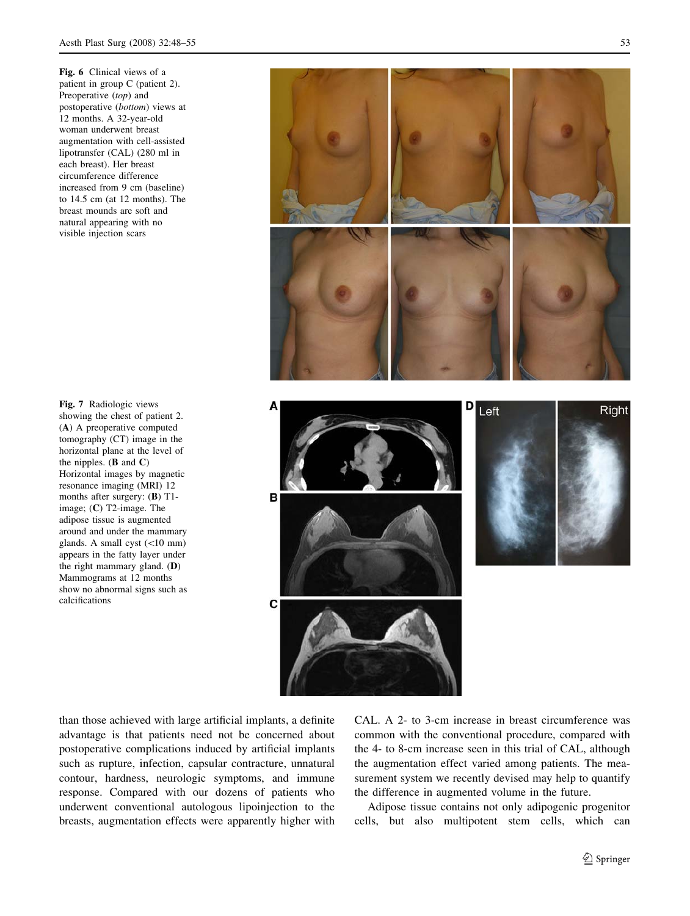**Fig. 6** Clinical views of a patient in group C (patient 2). Preoperative (*top*) and postoperative (*bottom*) views at 12 months. A 32-year-old woman underwent breast augmentation with cell-assisted lipotransfer (CAL) (280 ml in each breast). Her breast circumference difference increased from 9 cm (baseline) to 14.5 cm (at 12 months). The breast mounds are soft and natural appearing with no visible injection scars

**Fig. 7** Radiologic views showing the chest of patient 2. (**A**) A preoperative computed tomography (CT) image in the horizontal plane at the level of the nipples. (**B** and **C**) Horizontal images by magnetic resonance imaging (MRI) 12 months after surgery: (**B**) T1-image; (**C**) T2-image. The adipose tissue is augmented around and under the mammary glands. A small cyst (<10 mm) appears in the fatty layer under the right mammary gland. (**D**) Mammograms at 12 months show no abnormal signs such as calcifications

than those achieved with large artificial implants, a definite advantage is that patients need not be concerned about postoperative complications induced by artificial implants such as rupture, infection, capsular contracture, unnatural contour, hardness, neurologic symptoms, and immune response. Compared with our dozens of patients who underwent conventional autologous lipoinjection to the breasts, augmentation effects were apparently higher with CAL. A 2- to 3-cm increase in breast circumference was common with the conventional procedure, compared with the 4- to 8-cm increase seen in this trial of CAL, although the augmentation effect varied among patients. The measurement system we recently devised may help to quantify the difference in augmented volume in the future.

Adipose tissue contains not only adipogenic progenitor cells, but also multipotent stem cells, which can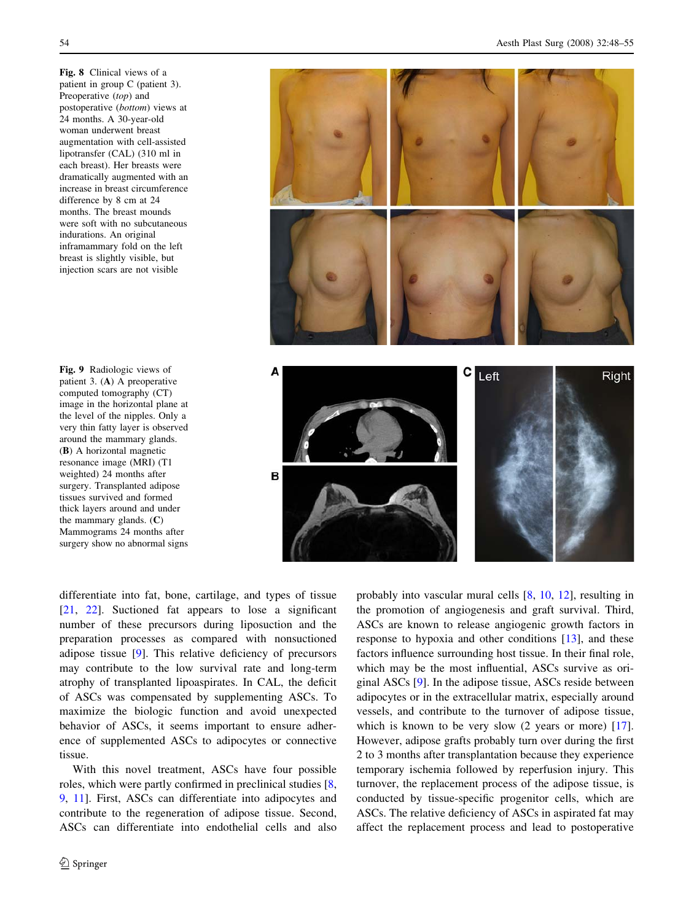**Fig. 8** Clinical views of a patient in group C (patient 3). Preoperative (*top*) and postoperative (*bottom*) views at 24 months. A 30-year-old woman underwent breast augmentation with cell-assisted lipotransfer (CAL) (310 ml in each breast). Her breasts were dramatically augmented with an increase in breast circumference difference by 8 cm at 24 months. The breast mounds were soft with no subcutaneous indurations. An original inframammary fold on the left breast is slightly visible, but injection scars are not visible

**Fig. 9** Radiologic views of patient 3. (**A**) A preoperative computed tomography (CT) image in the horizontal plane at the level of the nipples. Only a very thin fatty layer is observed around the mammary glands. (**B**) A horizontal magnetic resonance image (MRI) (T1 weighted) 24 months after surgery. Transplanted adipose tissues survived and formed thick layers around and under the mammary glands. (**C**) Mammograms 24 months after surgery show no abnormal signs

differentiate into fat, bone, cartilage, and types of tissue [21, 22]. Suctioned fat appears to lose a significant number of these precursors during liposuction and the preparation processes as compared with nonsuctioned adipose tissue [9]. This relative deficiency of precursors may contribute to the low survival rate and long-term atrophy of transplanted lipoaspirates. In CAL, the deficit of ASCs was compensated by supplementing ASCs. To maximize the biologic function and avoid unexpected behavior of ASCs, it seems important to ensure adherence of supplemented ASCs to adipocytes or connective tissue.

With this novel treatment, ASCs have four possible roles, which were partly confirmed in preclinical studies [8, 9, 11]. First, ASCs can differentiate into adipocytes and contribute to the regeneration of adipose tissue. Second, ASCs can differentiate into endothelial cells and also probably into vascular mural cells [8, 10, 12], resulting in the promotion of angiogenesis and graft survival. Third, ASCs are known to release angiogenic growth factors in response to hypoxia and other conditions [13], and these factors influence surrounding host tissue. In their final role, which may be the most influential, ASCs survive as original ASCs [9]. In the adipose tissue, ASCs reside between adipocytes or in the extracellular matrix, especially around vessels, and contribute to the turnover of adipose tissue, which is known to be very slow (2 years or more) [17]. However, adipose grafts probably turn over during the first 2 to 3 months after transplantation because they experience temporary ischemia followed by reperfusion injury. This turnover, the replacement process of the adipose tissue, is conducted by tissue-specific progenitor cells, which are ASCs. The relative deficiency of ASCs in aspirated fat may affect the replacement process and lead to postoperative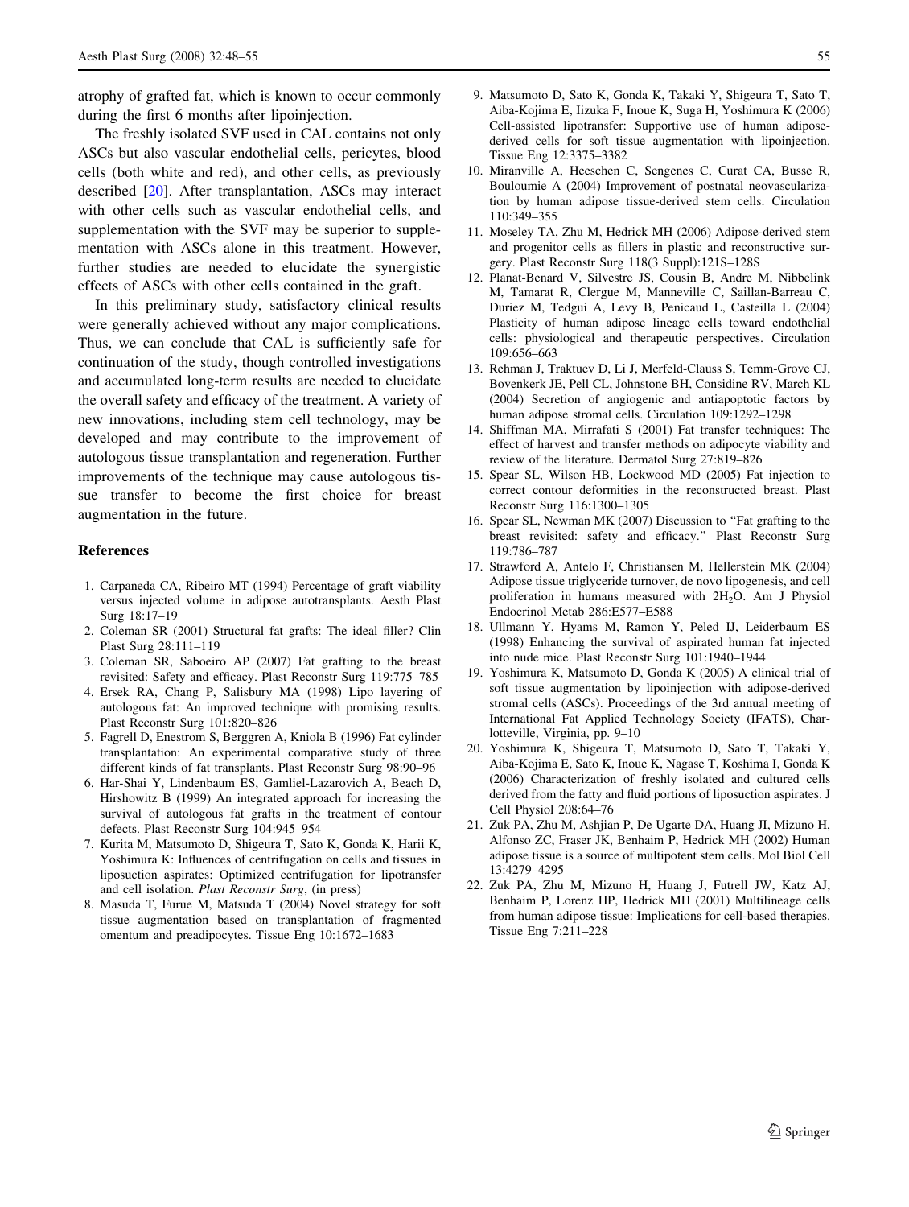atrophy of grafted fat, which is known to occur commonly during the first 6 months after lipoinjection.

The freshly isolated SVF used in CAL contains not only ASCs but also vascular endothelial cells, pericytes, blood cells (both white and red), and other cells, as previously described [20]. After transplantation, ASCs may interact with other cells such as vascular endothelial cells, and supplementation with the SVF may be superior to supplementation with ASCs alone in this treatment. However, further studies are needed to elucidate the synergistic effects of ASCs with other cells contained in the graft.

In this preliminary study, satisfactory clinical results were generally achieved without any major complications. Thus, we can conclude that CAL is sufficiently safe for continuation of the study, though controlled investigations and accumulated long-term results are needed to elucidate the overall safety and efficacy of the treatment. A variety of new innovations, including stem cell technology, may be developed and may contribute to the improvement of autologous tissue transplantation and regeneration. Further improvements of the technique may cause autologous tissue transfer to become the first choice for breast augmentation in the future.

## References

1. Carpaneda CA, Ribeiro MT (1994) Percentage of graft viability versus injected volume in adipose autotransplants. Aesth Plast Surg 18:17–19
2. Coleman SR (2001) Structural fat grafts: The ideal filler? Clin Plast Surg 28:111–119
3. Coleman SR, Saboeiro AP (2007) Fat grafting to the breast revisited: Safety and efficacy. Plast Reconstr Surg 119:775–785
4. Ersek RA, Chang P, Salisbury MA (1998) Lipo layering of autologous fat: An improved technique with promising results. Plast Reconstr Surg 101:820–826
5. Fagrell D, Enestrom S, Berggren A, Kniola B (1996) Fat cylinder transplantation: An experimental comparative study of three different kinds of fat transplants. Plast Reconstr Surg 98:90–96
6. Har-Shai Y, Lindenbaum ES, Gamliel-Lazarovich A, Beach D, Hirshowitz B (1999) An integrated approach for increasing the survival of autologous fat grafts in the treatment of contour defects. Plast Reconstr Surg 104:945–954
7. Kurita M, Matsumoto D, Shigeura T, Sato K, Gonda K, Harii K, Yoshimura K: Influences of centrifugation on cells and tissues in liposuction aspirates: Optimized centrifugation for lipotransfer and cell isolation. *Plast Reconstr Surg*, (in press)
8. Masuda T, Furue M, Matsuda T (2004) Novel strategy for soft tissue augmentation based on transplantation of fragmented omentum and preadipocytes. Tissue Eng 10:1672–1683
9. Matsumoto D, Sato K, Gonda K, Takaki Y, Shigeura T, Sato T, Aiba-Kojima E, Iizuka F, Inoue K, Suga H, Yoshimura K (2006) Cell-assisted lipotransfer: Supportive use of human adipose-derived cells for soft tissue augmentation with lipoinjection. Tissue Eng 12:3375–3382
10. Miranville A, Heeschen C, Sengenes C, Curat CA, Busse R, Bouloumie A (2004) Improvement of postnatal neovascularization by human adipose tissue-derived stem cells. Circulation 110:349–355
11. Moseley TA, Zhu M, Hedrick MH (2006) Adipose-derived stem and progenitor cells as fillers in plastic and reconstructive surgery. Plast Reconstr Surg 118(3 Suppl):121S–128S
12. Planat-Benard V, Silvestre JS, Cousin B, Andre M, Nibbelink M, Tamarat R, Clergue M, Manneville C, Saillan-Barreau C, Duriez M, Tedgui A, Levy B, Penicaud L, Casteilla L (2004) Plasticity of human adipose lineage cells toward endothelial cells: physiological and therapeutic perspectives. Circulation 109:656–663
13. Rehman J, Traktuev D, Li J, Merfeld-Clauss S, Temm-Grove CJ, Bovenkerk JE, Pell CL, Johnstone BH, Considine RV, March KL (2004) Secretion of angiogenic and antiapoptotic factors by human adipose stromal cells. Circulation 109:1292–1298
14. Shiffman MA, Mirrafati S (2001) Fat transfer techniques: The effect of harvest and transfer methods on adipocyte viability and review of the literature. Dermatol Surg 27:819–826
15. Spear SL, Wilson HB, Lockwood MD (2005) Fat injection to correct contour deformities in the reconstructed breast. Plast Reconstr Surg 116:1300–1305
16. Spear SL, Newman MK (2007) Discussion to "Fat grafting to the breast revisited: safety and efficacy." Plast Reconstr Surg 119:786–787
17. Strawford A, Antelo F, Christiansen M, Hellerstein MK (2004) Adipose tissue triglyceride turnover, de novo lipogenesis, and cell proliferation in humans measured with $2H_2O$. Am J Physiol Endocrinol Metab 286:E577–E588
18. Ullmann Y, Hyams M, Ramon Y, Peled IJ, Leiderbaum ES (1998) Enhancing the survival of aspirated human fat injected into nude mice. Plast Reconstr Surg 101:1940–1944
19. Yoshimura K, Matsumoto D, Gonda K (2005) A clinical trial of soft tissue augmentation by lipoinjection with adipose-derived stromal cells (ASCs). Proceedings of the 3rd annual meeting of International Fat Applied Technology Society (IFATS), Charlotteville, Virginia, pp. 9–10
20. Yoshimura K, Shigeura T, Matsumoto D, Sato T, Takaki Y, Aiba-Kojima E, Sato K, Inoue K, Nagase T, Koshima I, Gonda K (2006) Characterization of freshly isolated and cultured cells derived from the fatty and fluid portions of liposuction aspirates. J Cell Physiol 208:64–76
21. Zuk PA, Zhu M, Ashjian P, De Ugarte DA, Huang JI, Mizuno H, Alfonso ZC, Fraser JK, Benhaim P, Hedrick MH (2002) Human adipose tissue is a source of multipotent stem cells. Mol Biol Cell 13:4279–4295
22. Zuk PA, Zhu M, Mizuno H, Huang J, Futrell JW, Katz AJ, Benhaim P, Lorenz HP, Hedrick MH (2001) Multilineage cells from human adipose tissue: Implications for cell-based therapies. Tissue Eng 7:211–228